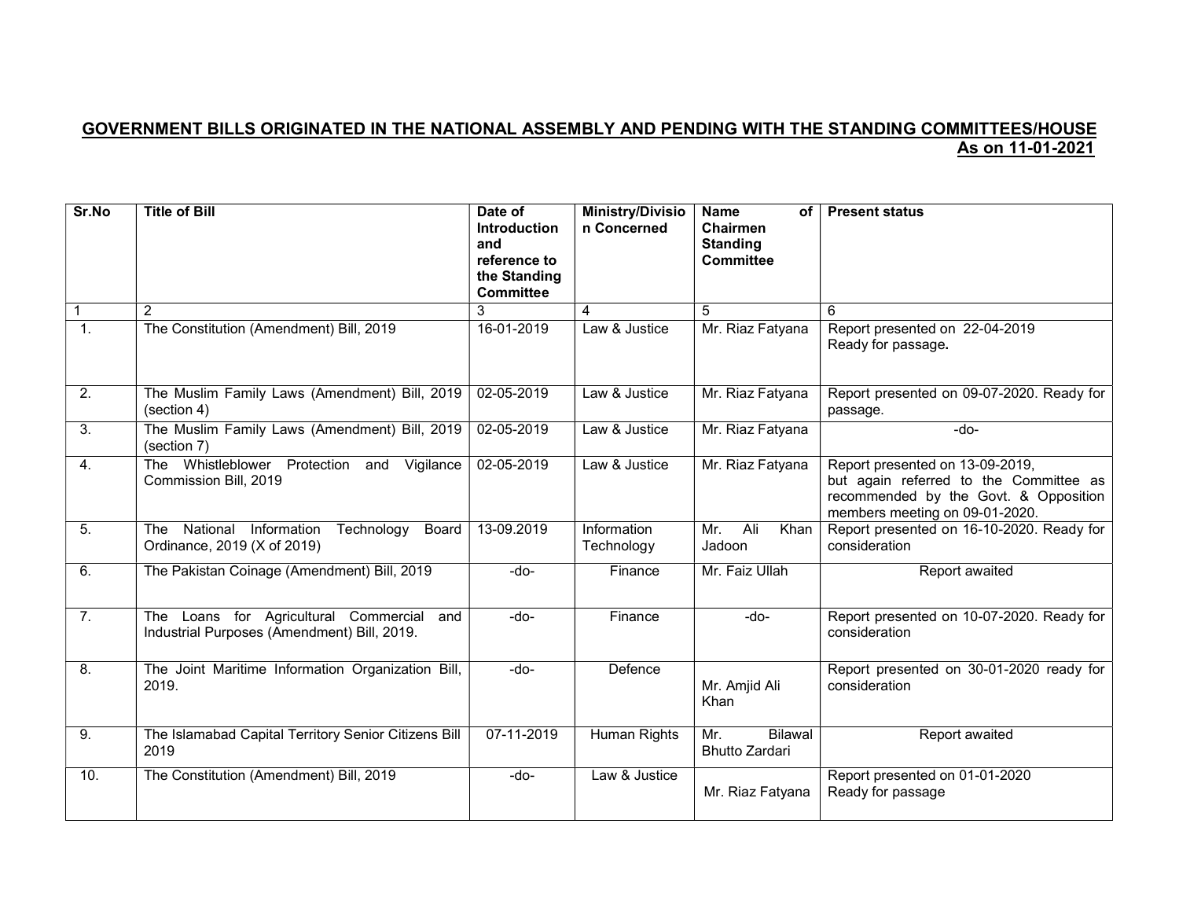## GOVERNMENT BILLS ORIGINATED IN THE NATIONAL ASSEMBLY AND PENDING WITH THE STANDING COMMITTEES/HOUSE

**As on 11-01-2021**

| Sr.No | Title of Bill | Date of Introduction and reference to the Standing Committee | Ministry/Division Concerned | Name of Chairmen Standing Committee | Present status |
|---|---|---|---|---|---|
| 1 | 2 | 3 | 4 | 5 | 6 |
| 1. | The Constitution (Amendment) Bill, 2019 | 16-01-2019 | Law & Justice | Mr. Riaz Fatyana | Report presented on 22-04-2019 Ready for passage. |
| 2. | The Muslim Family Laws (Amendment) Bill, 2019 (section 4) | 02-05-2019 | Law & Justice | Mr. Riaz Fatyana | Report presented on 09-07-2020. Ready for passage. |
| 3. | The Muslim Family Laws (Amendment) Bill, 2019 (section 7) | 02-05-2019 | Law & Justice | Mr. Riaz Fatyana | -do- |
| 4. | The Whistleblower Protection and Vigilance Commission Bill, 2019 | 02-05-2019 | Law & Justice | Mr. Riaz Fatyana | Report presented on 13-09-2019, but again referred to the Committee as recommended by the Govt. & Opposition members meeting on 09-01-2020. |
| 5. | The National Information Technology Board Ordinance, 2019 (X of 2019) | 13-09.2019 | Information Technology | Mr. Ali Khan Jadoon | Report presented on 16-10-2020. Ready for consideration |
| 6. | The Pakistan Coinage (Amendment) Bill, 2019 | -do- | Finance | Mr. Faiz Ullah | Report awaited |
| 7. | The Loans for Agricultural Commercial and Industrial Purposes (Amendment) Bill, 2019. | -do- | Finance | -do- | Report presented on 10-07-2020. Ready for consideration |
| 8. | The Joint Maritime Information Organization Bill, 2019. | -do- | Defence | Mr. Amjid Ali Khan | Report presented on 30-01-2020 ready for consideration |
| 9. | The Islamabad Capital Territory Senior Citizens Bill 2019 | 07-11-2019 | Human Rights | Mr. Bilawal Bhutto Zardari | Report awaited |
| 10. | The Constitution (Amendment) Bill, 2019 | -do- | Law & Justice | Mr. Riaz Fatyana | Report presented on 01-01-2020 Ready for passage |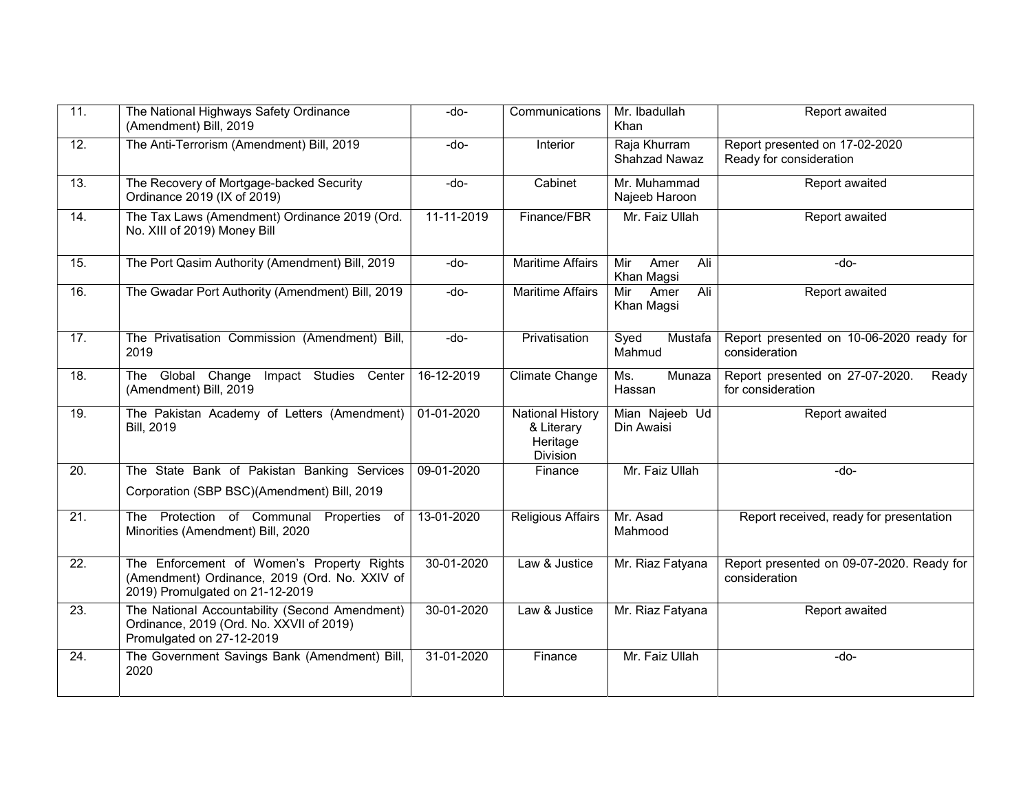| 11. | The National Highways Safety Ordinance (Amendment) Bill, 2019 | -do- | Communications | Mr. Ibadullah Khan | Report awaited |
|---|---|---|---|---|---|
| 12. | The Anti-Terrorism (Amendment) Bill, 2019 | -do- | Interior | Raja Khurram Shahzad Nawaz | Report presented on 17-02-2020 Ready for consideration |
| 13. | The Recovery of Mortgage-backed Security Ordinance 2019 (IX of 2019) | -do- | Cabinet | Mr. Muhammad Najeeb Haroon | Report awaited |
| 14. | The Tax Laws (Amendment) Ordinance 2019 (Ord. No. XIII of 2019) Money Bill | 11-11-2019 | Finance/FBR | Mr. Faiz Ullah | Report awaited |
| 15. | The Port Qasim Authority (Amendment) Bill, 2019 | -do- | Maritime Affairs | Mir Amer Ali Khan Magsi | -do- |
| 16. | The Gwadar Port Authority (Amendment) Bill, 2019 | -do- | Maritime Affairs | Mir Amer Ali Khan Magsi | Report awaited |
| 17. | The Privatisation Commission (Amendment) Bill, 2019 | -do- | Privatisation | Syed Mustafa Mahmud | Report presented on 10-06-2020 ready for consideration |
| 18. | The Global Change Impact Studies Center (Amendment) Bill, 2019 | 16-12-2019 | Climate Change | Ms. Munaza Hassan | Report presented on 27-07-2020. Ready for consideration |
| 19. | The Pakistan Academy of Letters (Amendment) Bill, 2019 | 01-01-2020 | National History & Literary Heritage Division | Mian Najeeb Ud Din Awaisi | Report awaited |
| 20. | The State Bank of Pakistan Banking Services Corporation (SBP BSC)(Amendment) Bill, 2019 | 09-01-2020 | Finance | Mr. Faiz Ullah | -do- |
| 21. | The Protection of Communal Properties of Minorities (Amendment) Bill, 2020 | 13-01-2020 | Religious Affairs | Mr. Asad Mahmood | Report received, ready for presentation |
| 22. | The Enforcement of Women's Property Rights (Amendment) Ordinance, 2019 (Ord. No. XXIV of 2019) Promulgated on 21-12-2019 | 30-01-2020 | Law & Justice | Mr. Riaz Fatyana | Report presented on 09-07-2020. Ready for consideration |
| 23. | The National Accountability (Second Amendment) Ordinance, 2019 (Ord. No. XXVII of 2019) Promulgated on 27-12-2019 | 30-01-2020 | Law & Justice | Mr. Riaz Fatyana | Report awaited |
| 24. | The Government Savings Bank (Amendment) Bill, 2020 | 31-01-2020 | Finance | Mr. Faiz Ullah | -do- |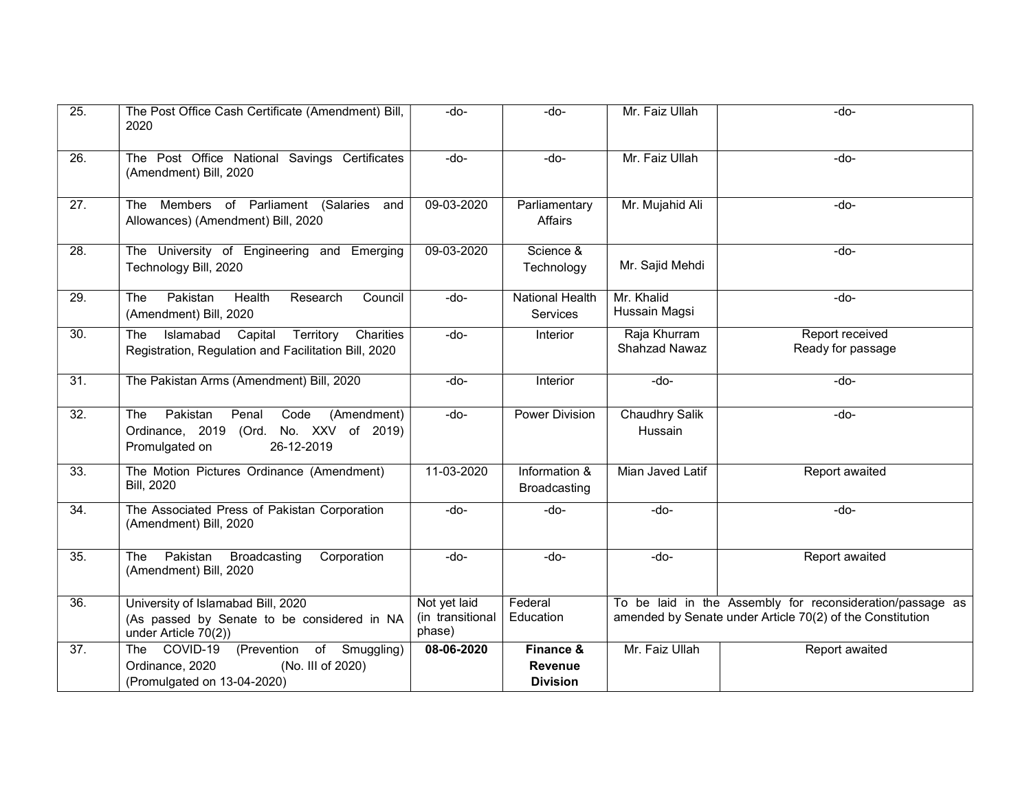| | | | | | |
|---|---|---|---|---|---|
| 25. | The Post Office Cash Certificate (Amendment) Bill, 2020 | -do- | -do- | Mr. Faiz Ullah | -do- |
| 26. | The Post Office National Savings Certificates (Amendment) Bill, 2020 | -do- | -do- | Mr. Faiz Ullah | -do- |
| 27. | The Members of Parliament (Salaries and Allowances) (Amendment) Bill, 2020 | 09-03-2020 | Parliamentary Affairs | Mr. Mujahid Ali | -do- |
| 28. | The University of Engineering and Emerging Technology Bill, 2020 | 09-03-2020 | Science & Technology | Mr. Sajid Mehdi | -do- |
| 29. | The Pakistan Health Research Council (Amendment) Bill, 2020 | -do- | National Health Services | Mr. Khalid Hussain Magsi | -do- |
| 30. | The Islamabad Capital Territory Charities Registration, Regulation and Facilitation Bill, 2020 | -do- | Interior | Raja Khurram Shahzad Nawaz | Report received Ready for passage |
| 31. | The Pakistan Arms (Amendment) Bill, 2020 | -do- | Interior | -do- | -do- |
| 32. | The Pakistan Penal Code (Amendment) Ordinance, 2019 (Ord. No. XXV of 2019) Promulgated on 26-12-2019 | -do- | Power Division | Chaudhry Salik Hussain | -do- |
| 33. | The Motion Pictures Ordinance (Amendment) Bill, 2020 | 11-03-2020 | Information & Broadcasting | Mian Javed Latif | Report awaited |
| 34. | The Associated Press of Pakistan Corporation (Amendment) Bill, 2020 | -do- | -do- | -do- | -do- |
| 35. | The Pakistan Broadcasting Corporation (Amendment) Bill, 2020 | -do- | -do- | -do- | Report awaited |
| 36. | University of Islamabad Bill, 2020 (As passed by Senate to be considered in NA under Article 70(2)) | Not yet laid (in transitional phase) | Federal Education | To be laid in the Assembly for reconsideration/passage as amended by Senate under Article 70(2) of the Constitution | |
| 37. | The COVID-19 (Prevention of Smuggling) Ordinance, 2020 (No. III of 2020) (Promulgated on 13-04-2020) | **08-06-2020** | **Finance & Revenue Division** | Mr. Faiz Ullah | Report awaited |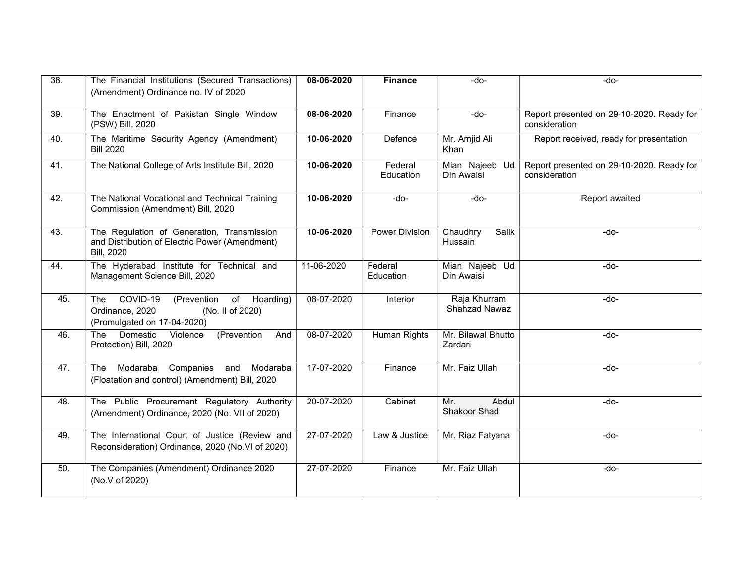| 38. | The Financial Institutions (Secured Transactions) (Amendment) Ordinance no. IV of 2020 | **08-06-2020** | **Finance** | -do- | -do- |
|---|---|---|---|---|---|
| 39. | The Enactment of Pakistan Single Window (PSW) Bill, 2020 | **08-06-2020** | Finance | -do- | Report presented on 29-10-2020. Ready for consideration |
| 40. | The Maritime Security Agency (Amendment) Bill 2020 | **10-06-2020** | Defence | Mr. Amjid Ali Khan | Report received, ready for presentation |
| 41. | The National College of Arts Institute Bill, 2020 | **10-06-2020** | Federal Education | Mian Najeeb Ud Din Awaisi | Report presented on 29-10-2020. Ready for consideration |
| 42. | The National Vocational and Technical Training Commission (Amendment) Bill, 2020 | **10-06-2020** | -do- | -do- | Report awaited |
| 43. | The Regulation of Generation, Transmission and Distribution of Electric Power (Amendment) Bill, 2020 | **10-06-2020** | Power Division | Chaudhry Salik Hussain | -do- |
| 44. | The Hyderabad Institute for Technical and Management Science Bill, 2020 | 11-06-2020 | Federal Education | Mian Najeeb Ud Din Awaisi | -do- |
| 45. | The COVID-19 (Prevention of Hoarding) Ordinance, 2020 (No. II of 2020) (Promulgated on 17-04-2020) | 08-07-2020 | Interior | Raja Khurram Shahzad Nawaz | -do- |
| 46. | The Domestic Violence (Prevention And Protection) Bill, 2020 | 08-07-2020 | Human Rights | Mr. Bilawal Bhutto Zardari | -do- |
| 47. | The Modaraba Companies and Modaraba (Floatation and control) (Amendment) Bill, 2020 | 17-07-2020 | Finance | Mr. Faiz Ullah | -do- |
| 48. | The Public Procurement Regulatory Authority (Amendment) Ordinance, 2020 (No. VII of 2020) | 20-07-2020 | Cabinet | Mr. Abdul Shakoor Shad | -do- |
| 49. | The International Court of Justice (Review and Reconsideration) Ordinance, 2020 (No.VI of 2020) | 27-07-2020 | Law & Justice | Mr. Riaz Fatyana | -do- |
| 50. | The Companies (Amendment) Ordinance 2020 (No.V of 2020) | 27-07-2020 | Finance | Mr. Faiz Ullah | -do- |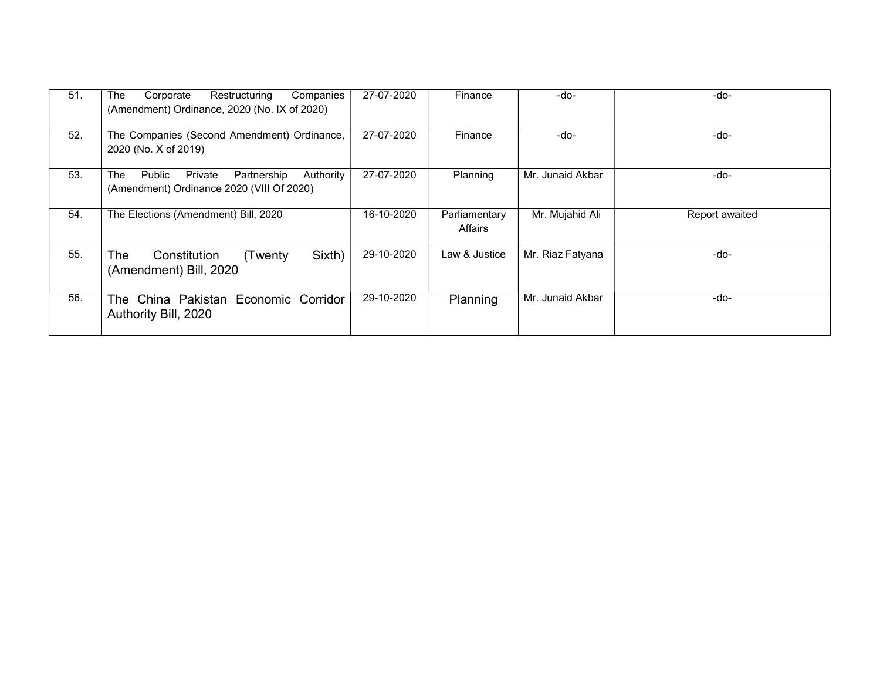| | | | | | |
|---|---|---|---|---|---|
| 51. | The Corporate Restructuring Companies (Amendment) Ordinance, 2020 (No. IX of 2020) | 27-07-2020 | Finance | -do- | -do- |
| 52. | The Companies (Second Amendment) Ordinance, 2020 (No. X of 2019) | 27-07-2020 | Finance | -do- | -do- |
| 53. | The Public Private Partnership Authority (Amendment) Ordinance 2020 (VIII Of 2020) | 27-07-2020 | Planning | Mr. Junaid Akbar | -do- |
| 54. | The Elections (Amendment) Bill, 2020 | 16-10-2020 | Parliamentary Affairs | Mr. Mujahid Ali | Report awaited |
| 55. | The Constitution (Twenty Sixth) (Amendment) Bill, 2020 | 29-10-2020 | Law & Justice | Mr. Riaz Fatyana | -do- |
| 56. | The China Pakistan Economic Corridor Authority Bill, 2020 | 29-10-2020 | Planning | Mr. Junaid Akbar | -do- |